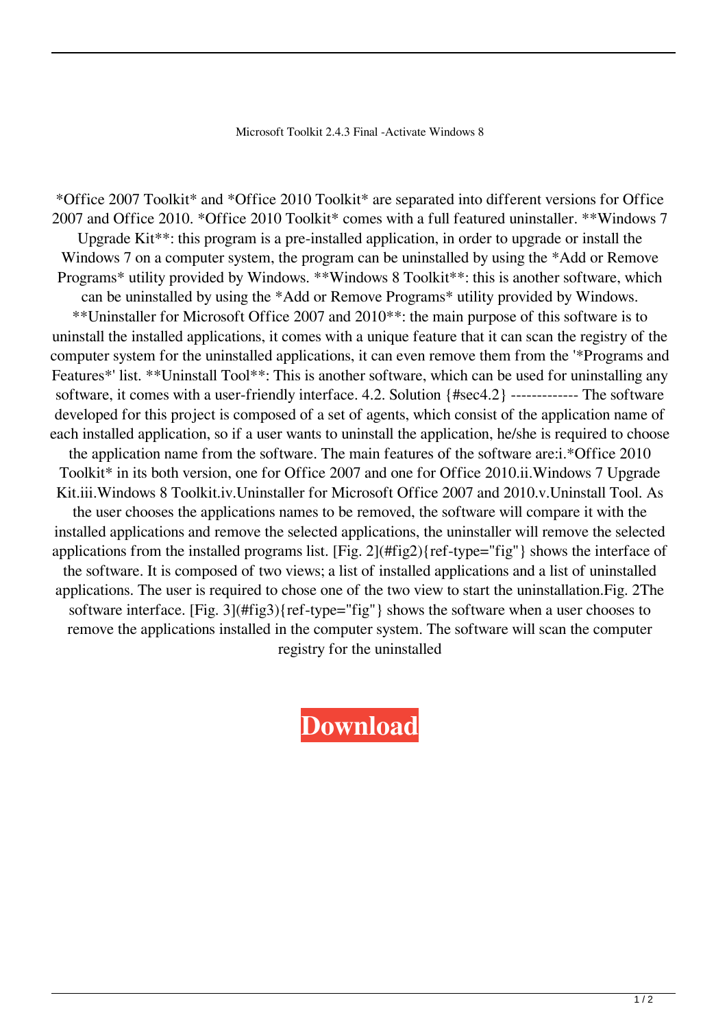Microsoft Toolkit 2.4.3 Final -Activate Windows 8

*Office 2007 Toolkit* and *Office 2010 Toolkit* are separated into different versions for Office 2007 and Office 2010. *Office 2010 Toolkit* comes with a full featured uninstaller. **Windows 7 Upgrade Kit**: this program is a pre-installed application, in order to upgrade or install the Windows 7 on a computer system, the program can be uninstalled by using the *Add or Remove Programs* utility provided by Windows. **Windows 8 Toolkit**: this is another software, which can be uninstalled by using the *Add or Remove Programs* utility provided by Windows. **Uninstaller for Microsoft Office 2007 and 2010**: the main purpose of this software is to uninstall the installed applications, it comes with a unique feature that it can scan the registry of the computer system for the uninstalled applications, it can even remove them from the '*Programs and Features*' list. **Uninstall Tool**: This is another software, which can be used for uninstalling any software, it comes with a user-friendly interface. 4.2. Solution {#sec4.2} ------------- The software developed for this project is composed of a set of agents, which consist of the application name of each installed application, so if a user wants to uninstall the application, he/she is required to choose the application name from the software. The main features of the software are:i.*Office 2010 Toolkit* in its both version, one for Office 2007 and one for Office 2010.ii.Windows 7 Upgrade Kit.iii.Windows 8 Toolkit.iv.Uninstaller for Microsoft Office 2007 and 2010.v.Uninstall Tool. As the user chooses the applications names to be removed, the software will compare it with the installed applications and remove the selected applications, the uninstaller will remove the selected applications from the installed programs list. [Fig. 2](#fig2){ref-type="fig"} shows the interface of the software. It is composed of two views; a list of installed applications and a list of uninstalled applications. The user is required to chose one of the two view to start the uninstallation.Fig. 2The software interface. [Fig. 3](#fig3){ref-type="fig"} shows the software when a user chooses to remove the applications installed in the computer system. The software will scan the computer registry for the uninstalled

**Download**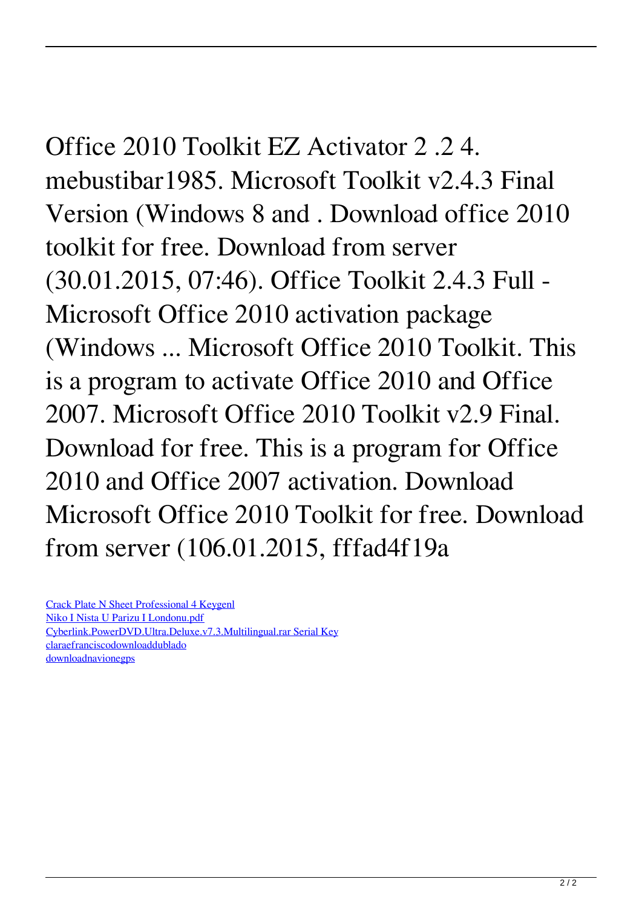Office 2010 Toolkit EZ Activator 2 .2 4. mebustibar1985. Microsoft Toolkit v2.4.3 Final Version (Windows 8 and . Download office 2010 toolkit for free. Download from server (30.01.2015, 07:46). Office Toolkit 2.4.3 Full - Microsoft Office 2010 activation package (Windows ... Microsoft Office 2010 Toolkit. This is a program to activate Office 2010 and Office 2007. Microsoft Office 2010 Toolkit v2.9 Final. Download for free. This is a program for Office 2010 and Office 2007 activation. Download Microsoft Office 2010 Toolkit for free. Download from server (106.01.2015, fffad4f19a

Crack Plate N Sheet Professional 4 Keygenl
Niko I Nista U Parizu I Londonu.pdf
Cyberlink.PowerDVD.Ultra.Deluxe.v7.3.Multilingual.rar Serial Key
claraefranciscodownloaddublado
downloadnavionegps